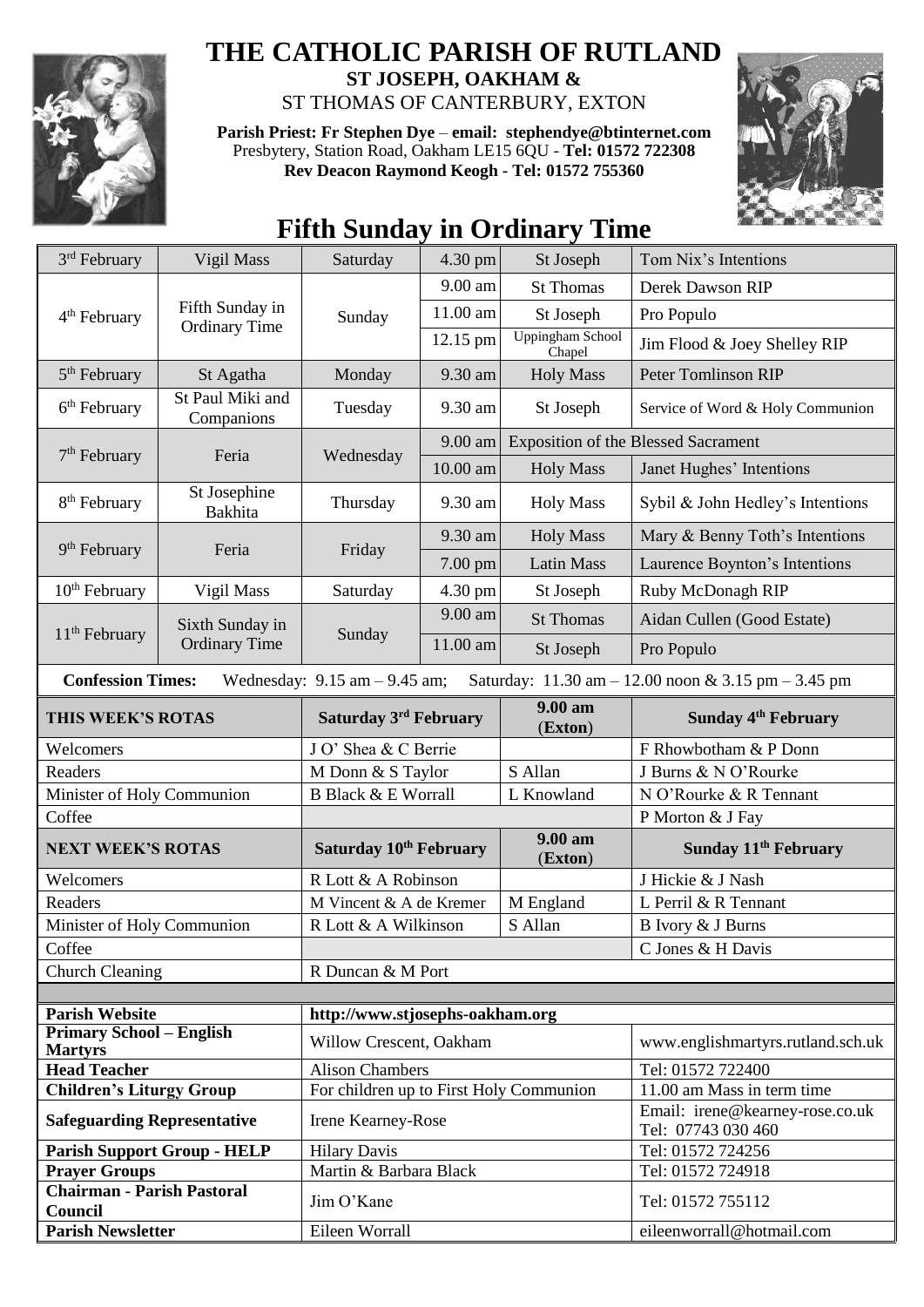# THE CATHOLIC PARISH OF RUTLAND

**ST JOSEPH, OAKHAM &**

ST THOMAS OF CANTERBURY, EXTON

**Parish Priest: Fr Stephen Dye** – **email: stephendye@btinternet.com**
Presbytery, Station Road, Oakham LE15 6QU - **Tel: 01572 722308**
**Rev Deacon Raymond Keogh - Tel: 01572 755360**

## Fifth Sunday in Ordinary Time

| Date | Day | Weekday | Time | Place | Intention |
|---|---|---|---|---|---|
| 3rd February | Vigil Mass | Saturday | 4.30 pm | St Joseph | Tom Nix's Intentions |
| 4th February | Fifth Sunday in Ordinary Time | Sunday | 9.00 am | St Thomas | Derek Dawson RIP |
| | | | 11.00 am | St Joseph | Pro Populo |
| | | | 12.15 pm | Uppingham School Chapel | Jim Flood & Joey Shelley RIP |
| 5th February | St Agatha | Monday | 9.30 am | Holy Mass | Peter Tomlinson RIP |
| 6th February | St Paul Miki and Companions | Tuesday | 9.30 am | St Joseph | Service of Word & Holy Communion |
| 7th February | Feria | Wednesday | 9.00 am | Exposition of the Blessed Sacrament | |
| | | | 10.00 am | Holy Mass | Janet Hughes' Intentions |
| 8th February | St Josephine Bakhita | Thursday | 9.30 am | Holy Mass | Sybil & John Hedley's Intentions |
| 9th February | Feria | Friday | 9.30 am | Holy Mass | Mary & Benny Toth's Intentions |
| | | | 7.00 pm | Latin Mass | Laurence Boynton's Intentions |
| 10th February | Vigil Mass | Saturday | 4.30 pm | St Joseph | Ruby McDonagh RIP |
| 11th February | Sixth Sunday in Ordinary Time | Sunday | 9.00 am | St Thomas | Aidan Cullen (Good Estate) |
| | | | 11.00 am | St Joseph | Pro Populo |

**Confession Times:** Wednesday: 9.15 am – 9.45 am; Saturday: 11.30 am – 12.00 noon & 3.15 pm – 3.45 pm

| THIS WEEK'S ROTAS | Saturday 3rd February | 9.00 am (Exton) | Sunday 4th February |
|---|---|---|---|
| Welcomers | J O' Shea & C Berrie | | F Rhowbotham & P Donn |
| Readers | M Donn & S Taylor | S Allan | J Burns & N O'Rourke |
| Minister of Holy Communion | B Black & E Worrall | L Knowland | N O'Rourke & R Tennant |
| Coffee | | | P Morton & J Fay |
| **NEXT WEEK'S ROTAS** | **Saturday 10th February** | **9.00 am (Exton)** | **Sunday 11th February** |
| Welcomers | R Lott & A Robinson | | J Hickie & J Nash |
| Readers | M Vincent & A de Kremer | M England | L Perril & R Tennant |
| Minister of Holy Communion | R Lott & A Wilkinson | S Allan | B Ivory & J Burns |
| Coffee | | | C Jones & H Davis |
| Church Cleaning | R Duncan & M Port | | |

| | | |
|---|---|---|
| **Parish Website** | **http://www.stjosephs-oakham.org** | |
| **Primary School – English Martyrs** | Willow Crescent, Oakham | www.englishmartyrs.rutland.sch.uk |
| **Head Teacher** | Alison Chambers | Tel: 01572 722400 |
| **Children's Liturgy Group** | For children up to First Holy Communion | 11.00 am Mass in term time |
| **Safeguarding Representative** | Irene Kearney-Rose | Email: irene@kearney-rose.co.uk Tel: 07743 030 460 |
| **Parish Support Group - HELP** | Hilary Davis | Tel: 01572 724256 |
| **Prayer Groups** | Martin & Barbara Black | Tel: 01572 724918 |
| **Chairman - Parish Pastoral Council** | Jim O'Kane | Tel: 01572 755112 |
| **Parish Newsletter** | Eileen Worrall | eileenworrall@hotmail.com |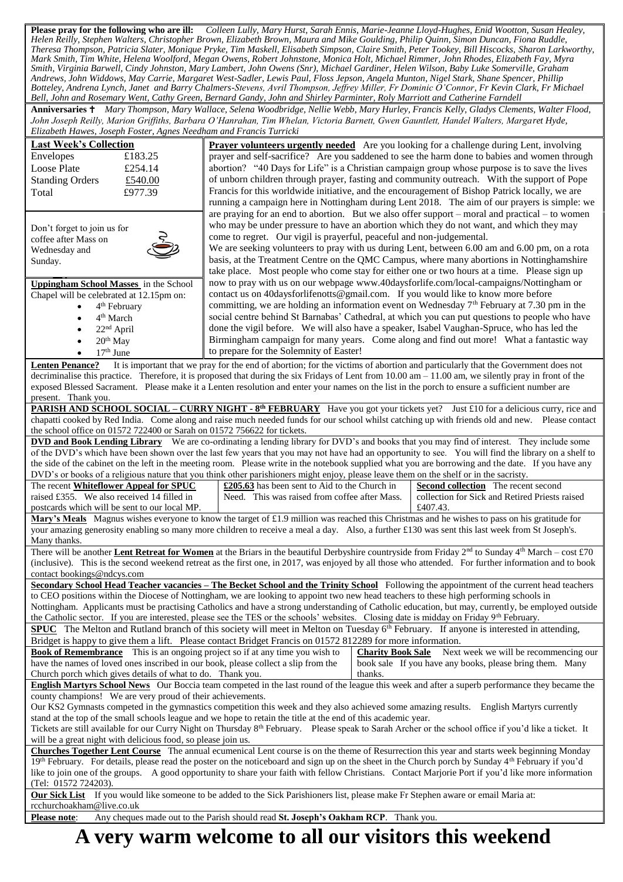**Please pray for the following who are ill:** *Colleen Lully, Mary Hurst, Sarah Ennis, Marie-Jeanne Lloyd-Hughes, Enid Wootton, Susan Healey, Helen Reilly, Stephen Walters, Christopher Brown, Elizabeth Brown, Maura and Mike Goulding, Philip Quinn, Simon Duncan, Fiona Ruddle, Theresa Thompson, Patricia Slater, Monique Pryke, Tim Maskell, Elisabeth Simpson, Claire Smith, Peter Tookey, Bill Hiscocks, Sharon Larkworthy, Mark Smith, Tim White, Helena Woolford, Megan Owens, Robert Johnstone, Monica Holt, Michael Rimmer, John Rhodes, Elizabeth Fay, Myra Smith, Virginia Barwell, Cindy Johnston, Mary Lambert, John Owens (Snr), Michael Gardiner, Helen Wilson, Baby Luke Somerville, Graham Andrews, John Widdows, May Carrie, Margaret West-Sadler, Lewis Paul, Floss Jepson, Angela Munton, Nigel Stark, Shane Spencer, Phillip Botteley, Andrena Lynch, Janet and Barry Chalmers-Stevens, Avril Thompson, Jeffrey Miller, Fr Dominic O'Connor, Fr Kevin Clark, Fr Michael Bell, John and Rosemary Went, Cathy Green, Bernard Gandy, John and Shirley Parminter, Roly Marriott and Catherine Farndell*

**Anniversaries ✝** *Mary Thompson, Mary Wallace, Selena Woodbridge, Nellie Webb, Mary Hurley, Francis Kelly, Gladys Clements, Walter Flood, John Joseph Reilly, Marion Griffiths, Barbara O'Hanrahan, Tim Whelan, Victoria Barnett, Gwen Gauntlett, Handel Walters, Margaret Hyde, Elizabeth Hawes, Joseph Foster, Agnes Needham and Francis Turricki*

**Last Week's Collection**

| | |
|---|---|
| Envelopes | £183.25 |
| Loose Plate | £254.14 |
| Standing Orders | £540.00 |
| Total | £977.39 |

Don't forget to join us for coffee after Mass on Wednesday and Sunday.

**Uppingham School Masses** in the School Chapel will be celebrated at 12.15pm on:

- 4th February
- 4th March
- 22nd April
- 20th May
- 17th June

**Prayer volunteers urgently needed** Are you looking for a challenge during Lent, involving prayer and self-sacrifice? Are you saddened to see the harm done to babies and women through abortion? "40 Days for Life" is a Christian campaign group whose purpose is to save the lives of unborn children through prayer, fasting and community outreach. With the support of Pope Francis for this worldwide initiative, and the encouragement of Bishop Patrick locally, we are running a campaign here in Nottingham during Lent 2018. The aim of our prayers is simple: we are praying for an end to abortion. But we also offer support – moral and practical – to women who may be under pressure to have an abortion which they do not want, and which they may come to regret. Our vigil is prayerful, peaceful and non-judgemental.
We are seeking volunteers to pray with us during Lent, between 6.00 am and 6.00 pm, on a rota basis, at the Treatment Centre on the QMC Campus, where many abortions in Nottinghamshire take place. Most people who come stay for either one or two hours at a time. Please sign up now to pray with us on our webpage www.40daysforlife.com/local-campaigns/Nottingham or contact us on 40daysforlifenotts@gmail.com. If you would like to know more before committing, we are holding an information event on Wednesday 7th February at 7.30 pm in the social centre behind St Barnabas' Cathedral, at which you can put questions to people who have done the vigil before. We will also have a speaker, Isabel Vaughan-Spruce, who has led the Birmingham campaign for many years. Come along and find out more! What a fantastic way to prepare for the Solemnity of Easter!

**Lenten Penance?** It is important that we pray for the end of abortion; for the victims of abortion and particularly that the Government does not decriminalise this practice. Therefore, it is proposed that during the six Fridays of Lent from 10.00 am – 11.00 am, we silently pray in front of the exposed Blessed Sacrament. Please make it a Lenten resolution and enter your names on the list in the porch to ensure a sufficient number are present. Thank you.

**PARISH AND SCHOOL SOCIAL – CURRY NIGHT - 8th FEBRUARY** Have you got your tickets yet? Just £10 for a delicious curry, rice and chapatti cooked by Red India. Come along and raise much needed funds for our school whilst catching up with friends old and new. Please contact the school office on 01572 722400 or Sarah on 01572 756622 for tickets.

**DVD and Book Lending Library** We are co-ordinating a lending library for DVD's and books that you may find of interest. They include some of the DVD's which have been shown over the last few years that you may not have had an opportunity to see. You will find the library on a shelf to the side of the cabinet on the left in the meeting room. Please write in the notebook supplied what you are borrowing and the date. If you have any DVD's or books of a religious nature that you think other parishioners might enjoy, please leave them on the shelf or in the sacristy.

The recent **Whiteflower Appeal for SPUC** raised £355. We also received 14 filled in postcards which will be sent to our local MP.

**£205.63** has been sent to Aid to the Church in Need. This was raised from coffee after Mass.

**Second collection** The recent second collection for Sick and Retired Priests raised £407.43.

**Mary's Meals** Magnus wishes everyone to know the target of £1.9 million was reached this Christmas and he wishes to pass on his gratitude for your amazing generosity enabling so many more children to receive a meal a day. Also, a further £130 was sent this last week from St Joseph's. Many thanks.

There will be another **Lent Retreat for Women** at the Briars in the beautiful Derbyshire countryside from Friday 2nd to Sunday 4th March – cost £70 (inclusive). This is the second weekend retreat as the first one, in 2017, was enjoyed by all those who attended. For further information and to book contact bookings@ndcys.com

**Secondary School Head Teacher vacancies – The Becket School and the Trinity School** Following the appointment of the current head teachers to CEO positions within the Diocese of Nottingham, we are looking to appoint two new head teachers to these high performing schools in Nottingham. Applicants must be practising Catholics and have a strong understanding of Catholic education, but may, currently, be employed outside the Catholic sector. If you are interested, please see the TES or the schools' websites. Closing date is midday on Friday 9th February.

**SPUC** The Melton and Rutland branch of this society will meet in Melton on Tuesday 6th February. If anyone is interested in attending, Bridget is happy to give them a lift. Please contact Bridget Francis on 01572 812289 for more information.

**Book of Remembrance** This is an ongoing project so if at any time you wish to have the names of loved ones inscribed in our book, please collect a slip from the Church porch which gives details of what to do. Thank you.

**Charity Book Sale** Next week we will be recommencing our book sale If you have any books, please bring them. Many thanks.

**English Martyrs School News** Our Boccia team competed in the last round of the league this week and after a superb performance they became the county champions! We are very proud of their achievements.
Our KS2 Gymnasts competed in the gymnastics competition this week and they also achieved some amazing results. English Martyrs currently stand at the top of the small schools league and we hope to retain the title at the end of this academic year.
Tickets are still available for our Curry Night on Thursday 8th February. Please speak to Sarah Archer or the school office if you'd like a ticket. It will be a great night with delicious food, so please join us.

**Churches Together Lent Course** The annual ecumenical Lent course is on the theme of Resurrection this year and starts week beginning Monday 19th February. For details, please read the poster on the noticeboard and sign up on the sheet in the Church porch by Sunday 4th February if you'd like to join one of the groups. A good opportunity to share your faith with fellow Christians. Contact Marjorie Port if you'd like more information (Tel: 01572 724203).

**Our Sick List** If you would like someone to be added to the Sick Parishioners list, please make Fr Stephen aware or email Maria at: rcchurchoakham@live.co.uk

**Please note**: Any cheques made out to the Parish should read **St. Joseph's Oakham RCP**. Thank you.

# A very warm welcome to all our visitors this weekend